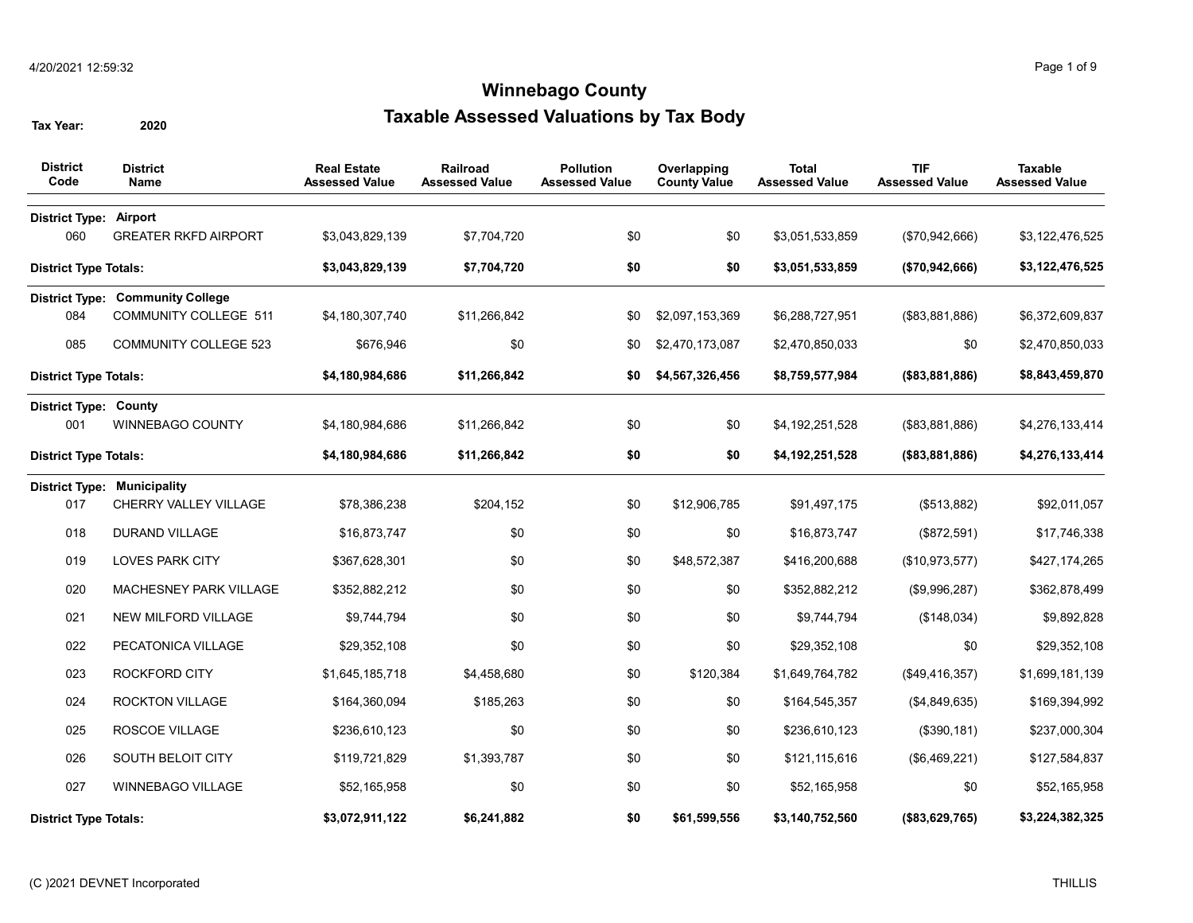# Winnebago County

## Taxable Assessed Valuations by Tax Body

**Tax Year:** 2020

| District Code | District Name | Real Estate Assessed Value | Railroad Assessed Value | Pollution Assessed Value | Overlapping County Value | Total Assessed Value | TIF Assessed Value | Taxable Assessed Value |
|---|---|---|---|---|---|---|---|---|
| **District Type:** | **Airport** | | | | | | | |
| 060 | GREATER RKFD AIRPORT | $3,043,829,139 | $7,704,720 | $0 | $0 | $3,051,533,859 | ($70,942,666) | $3,122,476,525 |
| **District Type Totals:** | | **$3,043,829,139** | **$7,704,720** | **$0** | **$0** | **$3,051,533,859** | **($70,942,666)** | **$3,122,476,525** |
| **District Type:** | **Community College** | | | | | | | |
| 084 | COMMUNITY COLLEGE 511 | $4,180,307,740 | $11,266,842 | $0 | $2,097,153,369 | $6,288,727,951 | ($83,881,886) | $6,372,609,837 |
| 085 | COMMUNITY COLLEGE 523 | $676,946 | $0 | $0 | $2,470,173,087 | $2,470,850,033 | $0 | $2,470,850,033 |
| **District Type Totals:** | | **$4,180,984,686** | **$11,266,842** | **$0** | **$4,567,326,456** | **$8,759,577,984** | **($83,881,886)** | **$8,843,459,870** |
| **District Type:** | **County** | | | | | | | |
| 001 | WINNEBAGO COUNTY | $4,180,984,686 | $11,266,842 | $0 | $0 | $4,192,251,528 | ($83,881,886) | $4,276,133,414 |
| **District Type Totals:** | | **$4,180,984,686** | **$11,266,842** | **$0** | **$0** | **$4,192,251,528** | **($83,881,886)** | **$4,276,133,414** |
| **District Type:** | **Municipality** | | | | | | | |
| 017 | CHERRY VALLEY VILLAGE | $78,386,238 | $204,152 | $0 | $12,906,785 | $91,497,175 | ($513,882) | $92,011,057 |
| 018 | DURAND VILLAGE | $16,873,747 | $0 | $0 | $0 | $16,873,747 | ($872,591) | $17,746,338 |
| 019 | LOVES PARK CITY | $367,628,301 | $0 | $0 | $48,572,387 | $416,200,688 | ($10,973,577) | $427,174,265 |
| 020 | MACHESNEY PARK VILLAGE | $352,882,212 | $0 | $0 | $0 | $352,882,212 | ($9,996,287) | $362,878,499 |
| 021 | NEW MILFORD VILLAGE | $9,744,794 | $0 | $0 | $0 | $9,744,794 | ($148,034) | $9,892,828 |
| 022 | PECATONICA VILLAGE | $29,352,108 | $0 | $0 | $0 | $29,352,108 | $0 | $29,352,108 |
| 023 | ROCKFORD CITY | $1,645,185,718 | $4,458,680 | $0 | $120,384 | $1,649,764,782 | ($49,416,357) | $1,699,181,139 |
| 024 | ROCKTON VILLAGE | $164,360,094 | $185,263 | $0 | $0 | $164,545,357 | ($4,849,635) | $169,394,992 |
| 025 | ROSCOE VILLAGE | $236,610,123 | $0 | $0 | $0 | $236,610,123 | ($390,181) | $237,000,304 |
| 026 | SOUTH BELOIT CITY | $119,721,829 | $1,393,787 | $0 | $0 | $121,115,616 | ($6,469,221) | $127,584,837 |
| 027 | WINNEBAGO VILLAGE | $52,165,958 | $0 | $0 | $0 | $52,165,958 | $0 | $52,165,958 |
| **District Type Totals:** | | **$3,072,911,122** | **$6,241,882** | **$0** | **$61,599,556** | **$3,140,752,560** | **($83,629,765)** | **$3,224,382,325** |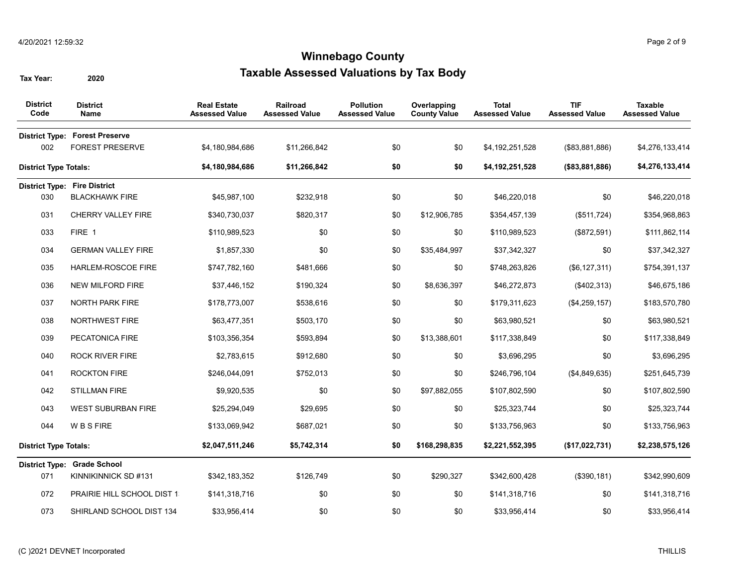# Winnebago County

## Taxable Assessed Valuations by Tax Body

**Tax Year:** 2020

| District Code | District Name | Real Estate Assessed Value | Railroad Assessed Value | Pollution Assessed Value | Overlapping County Value | Total Assessed Value | TIF Assessed Value | Taxable Assessed Value |
|---|---|---|---|---|---|---|---|---|
| **District Type:** | **Forest Preserve** | | | | | | | |
| 002 | FOREST PRESERVE | $4,180,984,686 | $11,266,842 | $0 | $0 | $4,192,251,528 | ($83,881,886) | $4,276,133,414 |
| **District Type Totals:** | | **$4,180,984,686** | **$11,266,842** | **$0** | **$0** | **$4,192,251,528** | **($83,881,886)** | **$4,276,133,414** |
| **District Type:** | **Fire District** | | | | | | | |
| 030 | BLACKHAWK FIRE | $45,987,100 | $232,918 | $0 | $0 | $46,220,018 | $0 | $46,220,018 |
| 031 | CHERRY VALLEY FIRE | $340,730,037 | $820,317 | $0 | $12,906,785 | $354,457,139 | ($511,724) | $354,968,863 |
| 033 | FIRE 1 | $110,989,523 | $0 | $0 | $0 | $110,989,523 | ($872,591) | $111,862,114 |
| 034 | GERMAN VALLEY FIRE | $1,857,330 | $0 | $0 | $35,484,997 | $37,342,327 | $0 | $37,342,327 |
| 035 | HARLEM-ROSCOE FIRE | $747,782,160 | $481,666 | $0 | $0 | $748,263,826 | ($6,127,311) | $754,391,137 |
| 036 | NEW MILFORD FIRE | $37,446,152 | $190,324 | $0 | $8,636,397 | $46,272,873 | ($402,313) | $46,675,186 |
| 037 | NORTH PARK FIRE | $178,773,007 | $538,616 | $0 | $0 | $179,311,623 | ($4,259,157) | $183,570,780 |
| 038 | NORTHWEST FIRE | $63,477,351 | $503,170 | $0 | $0 | $63,980,521 | $0 | $63,980,521 |
| 039 | PECATONICA FIRE | $103,356,354 | $593,894 | $0 | $13,388,601 | $117,338,849 | $0 | $117,338,849 |
| 040 | ROCK RIVER FIRE | $2,783,615 | $912,680 | $0 | $0 | $3,696,295 | $0 | $3,696,295 |
| 041 | ROCKTON FIRE | $246,044,091 | $752,013 | $0 | $0 | $246,796,104 | ($4,849,635) | $251,645,739 |
| 042 | STILLMAN FIRE | $9,920,535 | $0 | $0 | $97,882,055 | $107,802,590 | $0 | $107,802,590 |
| 043 | WEST SUBURBAN FIRE | $25,294,049 | $29,695 | $0 | $0 | $25,323,744 | $0 | $25,323,744 |
| 044 | W B S FIRE | $133,069,942 | $687,021 | $0 | $0 | $133,756,963 | $0 | $133,756,963 |
| **District Type Totals:** | | **$2,047,511,246** | **$5,742,314** | **$0** | **$168,298,835** | **$2,221,552,395** | **($17,022,731)** | **$2,238,575,126** |
| **District Type:** | **Grade School** | | | | | | | |
| 071 | KINNIKINNICK SD #131 | $342,183,352 | $126,749 | $0 | $290,327 | $342,600,428 | ($390,181) | $342,990,609 |
| 072 | PRAIRIE HILL SCHOOL DIST 1 | $141,318,716 | $0 | $0 | $0 | $141,318,716 | $0 | $141,318,716 |
| 073 | SHIRLAND SCHOOL DIST 134 | $33,956,414 | $0 | $0 | $0 | $33,956,414 | $0 | $33,956,414 |

(C )2021 DEVNET Incorporated THILLIS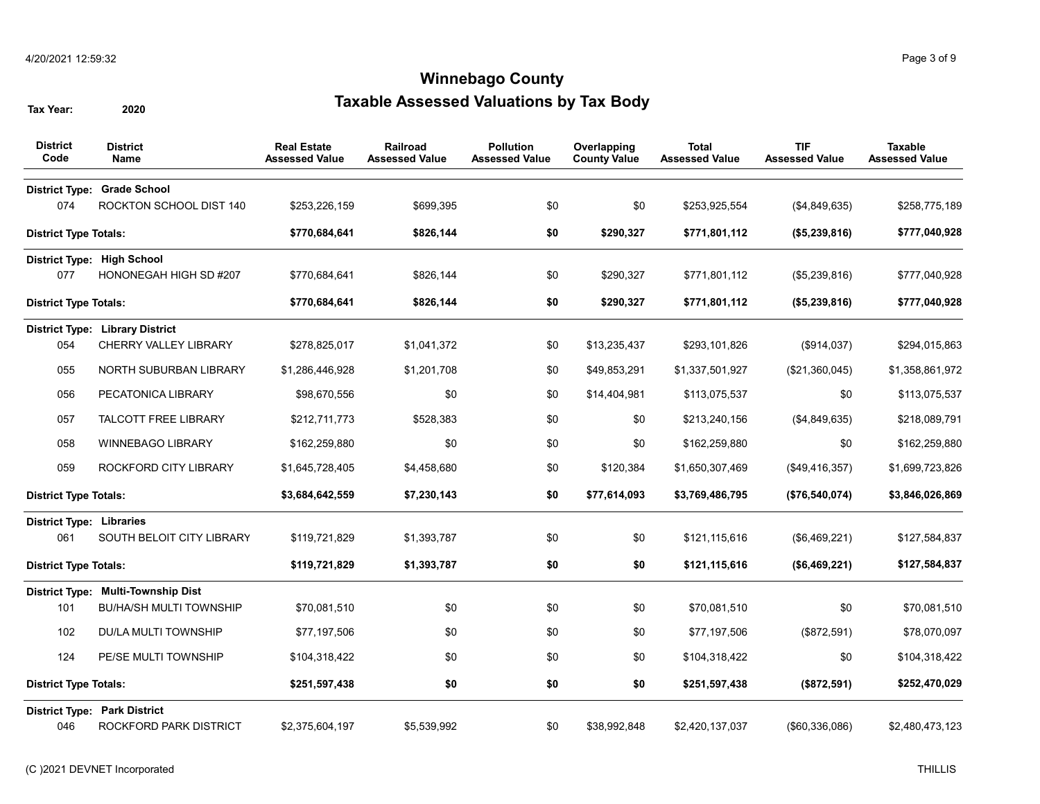# Winnebago County

## Taxable Assessed Valuations by Tax Body

**Tax Year:** 2020

| District Code | District Name | Real Estate Assessed Value | Railroad Assessed Value | Pollution Assessed Value | Overlapping County Value | Total Assessed Value | TIF Assessed Value | Taxable Assessed Value |
|---|---|---|---|---|---|---|---|---|
| **District Type:** | **Grade School** | | | | | | | |
| 074 | ROCKTON SCHOOL DIST 140 | $253,226,159 | $699,395 | $0 | $0 | $253,925,554 | ($4,849,635) | $258,775,189 |
| **District Type Totals:** | | **$770,684,641** | **$826,144** | **$0** | **$290,327** | **$771,801,112** | **($5,239,816)** | **$777,040,928** |
| **District Type:** | **High School** | | | | | | | |
| 077 | HONONEGAH HIGH SD #207 | $770,684,641 | $826,144 | $0 | $290,327 | $771,801,112 | ($5,239,816) | $777,040,928 |
| **District Type Totals:** | | **$770,684,641** | **$826,144** | **$0** | **$290,327** | **$771,801,112** | **($5,239,816)** | **$777,040,928** |
| **District Type:** | **Library District** | | | | | | | |
| 054 | CHERRY VALLEY LIBRARY | $278,825,017 | $1,041,372 | $0 | $13,235,437 | $293,101,826 | ($914,037) | $294,015,863 |
| 055 | NORTH SUBURBAN LIBRARY | $1,286,446,928 | $1,201,708 | $0 | $49,853,291 | $1,337,501,927 | ($21,360,045) | $1,358,861,972 |
| 056 | PECATONICA LIBRARY | $98,670,556 | $0 | $0 | $14,404,981 | $113,075,537 | $0 | $113,075,537 |
| 057 | TALCOTT FREE LIBRARY | $212,711,773 | $528,383 | $0 | $0 | $213,240,156 | ($4,849,635) | $218,089,791 |
| 058 | WINNEBAGO LIBRARY | $162,259,880 | $0 | $0 | $0 | $162,259,880 | $0 | $162,259,880 |
| 059 | ROCKFORD CITY LIBRARY | $1,645,728,405 | $4,458,680 | $0 | $120,384 | $1,650,307,469 | ($49,416,357) | $1,699,723,826 |
| **District Type Totals:** | | **$3,684,642,559** | **$7,230,143** | **$0** | **$77,614,093** | **$3,769,486,795** | **($76,540,074)** | **$3,846,026,869** |
| **District Type:** | **Libraries** | | | | | | | |
| 061 | SOUTH BELOIT CITY LIBRARY | $119,721,829 | $1,393,787 | $0 | $0 | $121,115,616 | ($6,469,221) | $127,584,837 |
| **District Type Totals:** | | **$119,721,829** | **$1,393,787** | **$0** | **$0** | **$121,115,616** | **($6,469,221)** | **$127,584,837** |
| **District Type:** | **Multi-Township Dist** | | | | | | | |
| 101 | BU/HA/SH MULTI TOWNSHIP | $70,081,510 | $0 | $0 | $0 | $70,081,510 | $0 | $70,081,510 |
| 102 | DU/LA MULTI TOWNSHIP | $77,197,506 | $0 | $0 | $0 | $77,197,506 | ($872,591) | $78,070,097 |
| 124 | PE/SE MULTI TOWNSHIP | $104,318,422 | $0 | $0 | $0 | $104,318,422 | $0 | $104,318,422 |
| **District Type Totals:** | | **$251,597,438** | **$0** | **$0** | **$0** | **$251,597,438** | **($872,591)** | **$252,470,029** |
| **District Type:** | **Park District** | | | | | | | |
| 046 | ROCKFORD PARK DISTRICT | $2,375,604,197 | $5,539,992 | $0 | $38,992,848 | $2,420,137,037 | ($60,336,086) | $2,480,473,123 |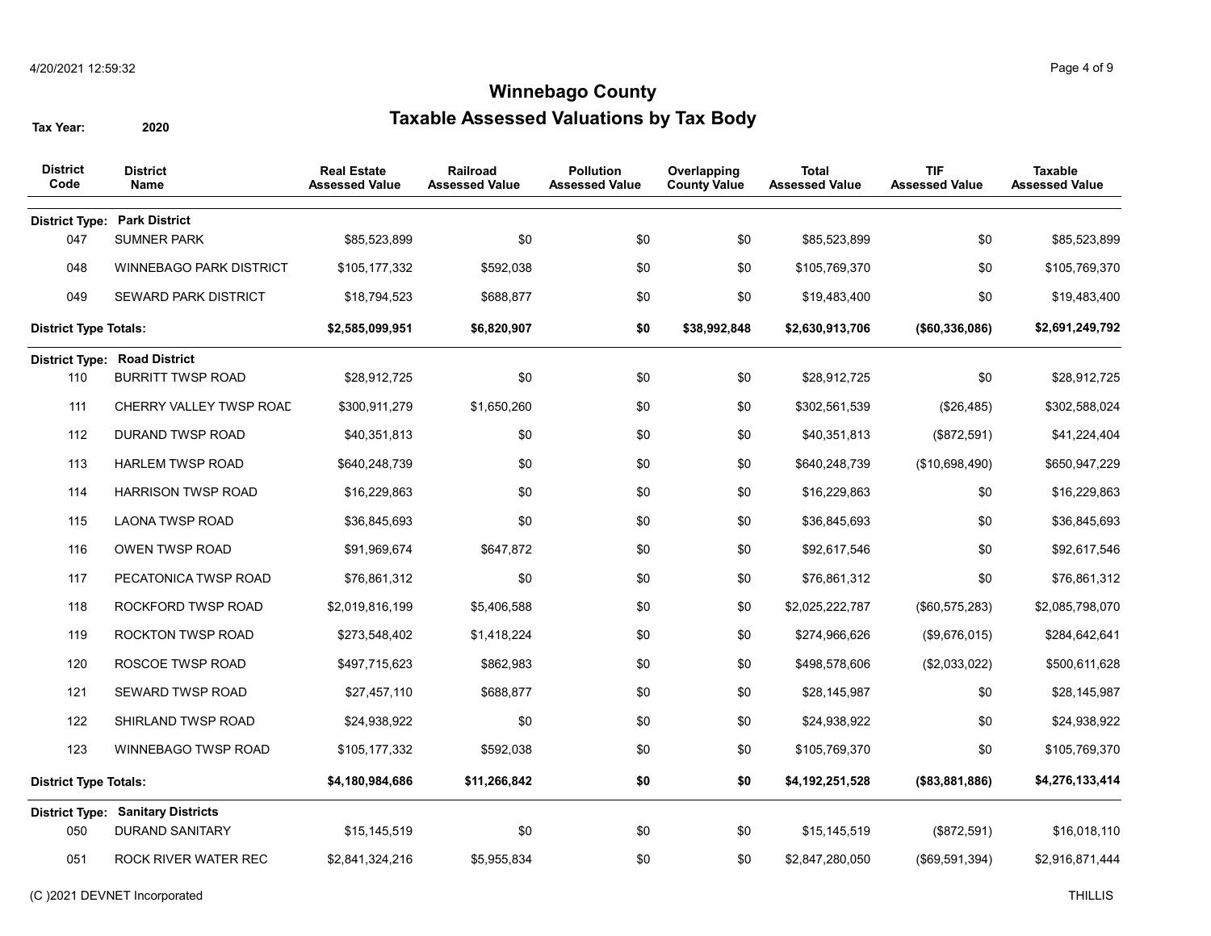# Winnebago County

## Taxable Assessed Valuations by Tax Body

**Tax Year:** 2020

| District Code | District Name | Real Estate Assessed Value | Railroad Assessed Value | Pollution Assessed Value | Overlapping County Value | Total Assessed Value | TIF Assessed Value | Taxable Assessed Value |
|---|---|---|---|---|---|---|---|---|
| **District Type:** | **Park District** | | | | | | | |
| 047 | SUMNER PARK | $85,523,899 | $0 | $0 | $0 | $85,523,899 | $0 | $85,523,899 |
| 048 | WINNEBAGO PARK DISTRICT | $105,177,332 | $592,038 | $0 | $0 | $105,769,370 | $0 | $105,769,370 |
| 049 | SEWARD PARK DISTRICT | $18,794,523 | $688,877 | $0 | $0 | $19,483,400 | $0 | $19,483,400 |
| **District Type Totals:** | | **$2,585,099,951** | **$6,820,907** | **$0** | **$38,992,848** | **$2,630,913,706** | **($60,336,086)** | **$2,691,249,792** |
| **District Type:** | **Road District** | | | | | | | |
| 110 | BURRITT TWSP ROAD | $28,912,725 | $0 | $0 | $0 | $28,912,725 | $0 | $28,912,725 |
| 111 | CHERRY VALLEY TWSP ROAD | $300,911,279 | $1,650,260 | $0 | $0 | $302,561,539 | ($26,485) | $302,588,024 |
| 112 | DURAND TWSP ROAD | $40,351,813 | $0 | $0 | $0 | $40,351,813 | ($872,591) | $41,224,404 |
| 113 | HARLEM TWSP ROAD | $640,248,739 | $0 | $0 | $0 | $640,248,739 | ($10,698,490) | $650,947,229 |
| 114 | HARRISON TWSP ROAD | $16,229,863 | $0 | $0 | $0 | $16,229,863 | $0 | $16,229,863 |
| 115 | LAONA TWSP ROAD | $36,845,693 | $0 | $0 | $0 | $36,845,693 | $0 | $36,845,693 |
| 116 | OWEN TWSP ROAD | $91,969,674 | $647,872 | $0 | $0 | $92,617,546 | $0 | $92,617,546 |
| 117 | PECATONICA TWSP ROAD | $76,861,312 | $0 | $0 | $0 | $76,861,312 | $0 | $76,861,312 |
| 118 | ROCKFORD TWSP ROAD | $2,019,816,199 | $5,406,588 | $0 | $0 | $2,025,222,787 | ($60,575,283) | $2,085,798,070 |
| 119 | ROCKTON TWSP ROAD | $273,548,402 | $1,418,224 | $0 | $0 | $274,966,626 | ($9,676,015) | $284,642,641 |
| 120 | ROSCOE TWSP ROAD | $497,715,623 | $862,983 | $0 | $0 | $498,578,606 | ($2,033,022) | $500,611,628 |
| 121 | SEWARD TWSP ROAD | $27,457,110 | $688,877 | $0 | $0 | $28,145,987 | $0 | $28,145,987 |
| 122 | SHIRLAND TWSP ROAD | $24,938,922 | $0 | $0 | $0 | $24,938,922 | $0 | $24,938,922 |
| 123 | WINNEBAGO TWSP ROAD | $105,177,332 | $592,038 | $0 | $0 | $105,769,370 | $0 | $105,769,370 |
| **District Type Totals:** | | **$4,180,984,686** | **$11,266,842** | **$0** | **$0** | **$4,192,251,528** | **($83,881,886)** | **$4,276,133,414** |
| **District Type:** | **Sanitary Districts** | | | | | | | |
| 050 | DURAND SANITARY | $15,145,519 | $0 | $0 | $0 | $15,145,519 | ($872,591) | $16,018,110 |
| 051 | ROCK RIVER WATER REC | $2,841,324,216 | $5,955,834 | $0 | $0 | $2,847,280,050 | ($69,591,394) | $2,916,871,444 |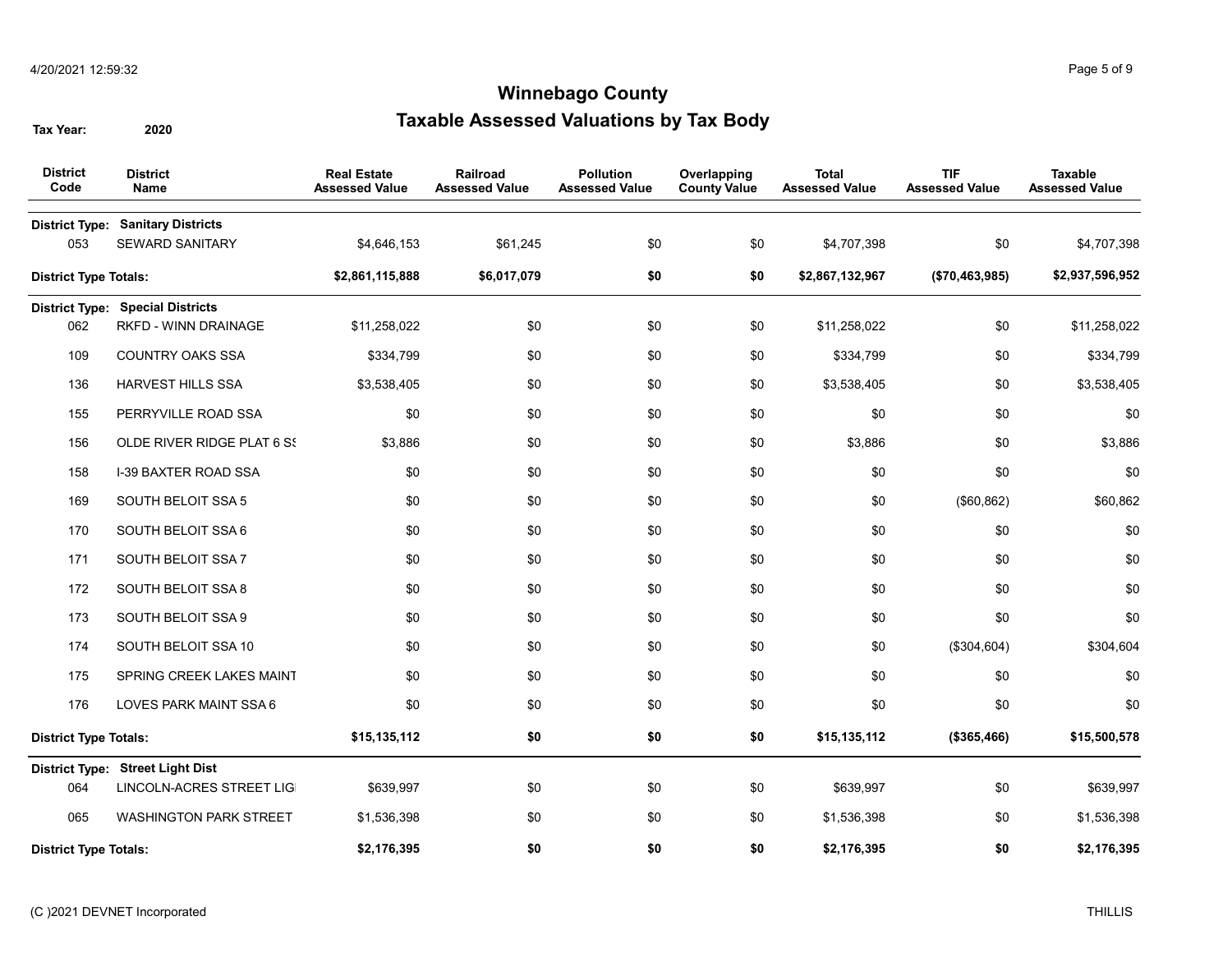# Winnebago County

## Taxable Assessed Valuations by Tax Body

**Tax Year:** 2020

| District Code | District Name | Real Estate Assessed Value | Railroad Assessed Value | Pollution Assessed Value | Overlapping County Value | Total Assessed Value | TIF Assessed Value | Taxable Assessed Value |
|---|---|---|---|---|---|---|---|---|
| **District Type:** | **Sanitary Districts** | | | | | | | |
| 053 | SEWARD SANITARY | $4,646,153 | $61,245 | $0 | $0 | $4,707,398 | $0 | $4,707,398 |
| **District Type Totals:** | | **$2,861,115,888** | **$6,017,079** | **$0** | **$0** | **$2,867,132,967** | **($70,463,985)** | **$2,937,596,952** |
| **District Type:** | **Special Districts** | | | | | | | |
| 062 | RKFD - WINN DRAINAGE | $11,258,022 | $0 | $0 | $0 | $11,258,022 | $0 | $11,258,022 |
| 109 | COUNTRY OAKS SSA | $334,799 | $0 | $0 | $0 | $334,799 | $0 | $334,799 |
| 136 | HARVEST HILLS SSA | $3,538,405 | $0 | $0 | $0 | $3,538,405 | $0 | $3,538,405 |
| 155 | PERRYVILLE ROAD SSA | $0 | $0 | $0 | $0 | $0 | $0 | $0 |
| 156 | OLDE RIVER RIDGE PLAT 6 SS | $3,886 | $0 | $0 | $0 | $3,886 | $0 | $3,886 |
| 158 | I-39 BAXTER ROAD SSA | $0 | $0 | $0 | $0 | $0 | $0 | $0 |
| 169 | SOUTH BELOIT SSA 5 | $0 | $0 | $0 | $0 | $0 | ($60,862) | $60,862 |
| 170 | SOUTH BELOIT SSA 6 | $0 | $0 | $0 | $0 | $0 | $0 | $0 |
| 171 | SOUTH BELOIT SSA 7 | $0 | $0 | $0 | $0 | $0 | $0 | $0 |
| 172 | SOUTH BELOIT SSA 8 | $0 | $0 | $0 | $0 | $0 | $0 | $0 |
| 173 | SOUTH BELOIT SSA 9 | $0 | $0 | $0 | $0 | $0 | $0 | $0 |
| 174 | SOUTH BELOIT SSA 10 | $0 | $0 | $0 | $0 | $0 | ($304,604) | $304,604 |
| 175 | SPRING CREEK LAKES MAINT | $0 | $0 | $0 | $0 | $0 | $0 | $0 |
| 176 | LOVES PARK MAINT SSA 6 | $0 | $0 | $0 | $0 | $0 | $0 | $0 |
| **District Type Totals:** | | **$15,135,112** | **$0** | **$0** | **$0** | **$15,135,112** | **($365,466)** | **$15,500,578** |
| **District Type:** | **Street Light Dist** | | | | | | | |
| 064 | LINCOLN-ACRES STREET LIG | $639,997 | $0 | $0 | $0 | $639,997 | $0 | $639,997 |
| 065 | WASHINGTON PARK STREET | $1,536,398 | $0 | $0 | $0 | $1,536,398 | $0 | $1,536,398 |
| **District Type Totals:** | | **$2,176,395** | **$0** | **$0** | **$0** | **$2,176,395** | **$0** | **$2,176,395** |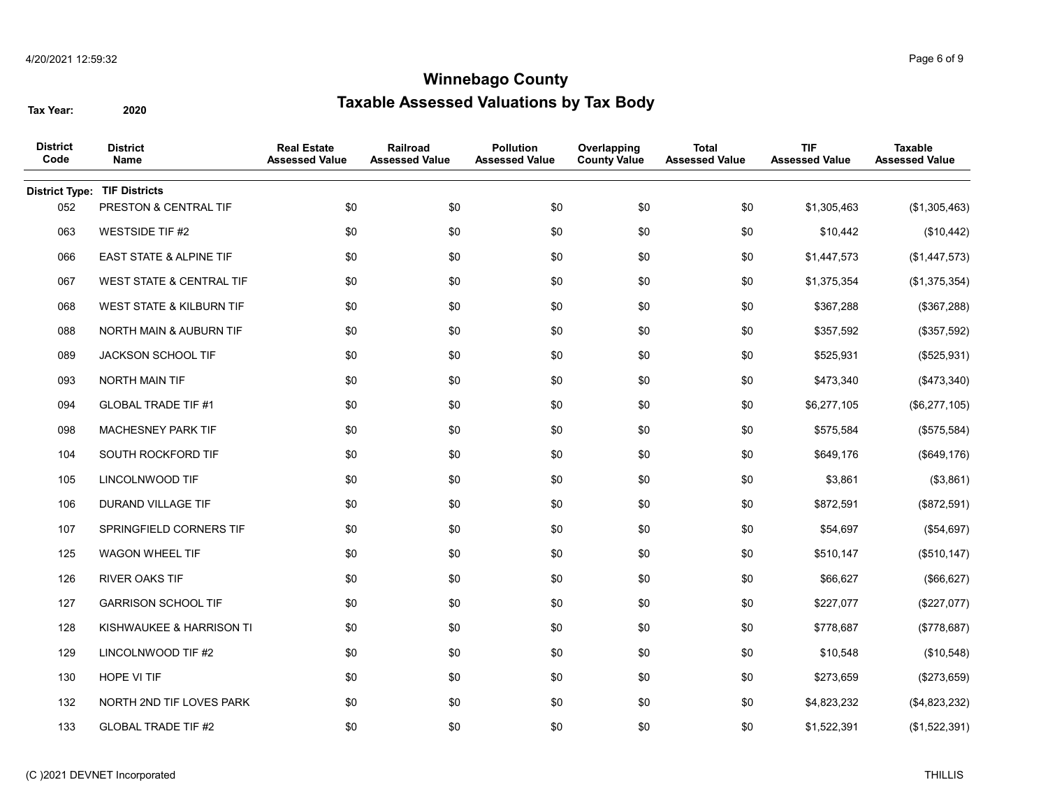# Winnebago County

## Taxable Assessed Valuations by Tax Body

**Tax Year:** 2020

| District Code | District Name | Real Estate Assessed Value | Railroad Assessed Value | Pollution Assessed Value | Overlapping County Value | Total Assessed Value | TIF Assessed Value | Taxable Assessed Value |
|---|---|---|---|---|---|---|---|---|
| **District Type:** | **TIF Districts** | | | | | | | |
| 052 | PRESTON & CENTRAL TIF | $0 | $0 | $0 | $0 | $0 | $1,305,463 | ($1,305,463) |
| 063 | WESTSIDE TIF #2 | $0 | $0 | $0 | $0 | $0 | $10,442 | ($10,442) |
| 066 | EAST STATE & ALPINE TIF | $0 | $0 | $0 | $0 | $0 | $1,447,573 | ($1,447,573) |
| 067 | WEST STATE & CENTRAL TIF | $0 | $0 | $0 | $0 | $0 | $1,375,354 | ($1,375,354) |
| 068 | WEST STATE & KILBURN TIF | $0 | $0 | $0 | $0 | $0 | $367,288 | ($367,288) |
| 088 | NORTH MAIN & AUBURN TIF | $0 | $0 | $0 | $0 | $0 | $357,592 | ($357,592) |
| 089 | JACKSON SCHOOL TIF | $0 | $0 | $0 | $0 | $0 | $525,931 | ($525,931) |
| 093 | NORTH MAIN TIF | $0 | $0 | $0 | $0 | $0 | $473,340 | ($473,340) |
| 094 | GLOBAL TRADE TIF #1 | $0 | $0 | $0 | $0 | $0 | $6,277,105 | ($6,277,105) |
| 098 | MACHESNEY PARK TIF | $0 | $0 | $0 | $0 | $0 | $575,584 | ($575,584) |
| 104 | SOUTH ROCKFORD TIF | $0 | $0 | $0 | $0 | $0 | $649,176 | ($649,176) |
| 105 | LINCOLNWOOD TIF | $0 | $0 | $0 | $0 | $0 | $3,861 | ($3,861) |
| 106 | DURAND VILLAGE TIF | $0 | $0 | $0 | $0 | $0 | $872,591 | ($872,591) |
| 107 | SPRINGFIELD CORNERS TIF | $0 | $0 | $0 | $0 | $0 | $54,697 | ($54,697) |
| 125 | WAGON WHEEL TIF | $0 | $0 | $0 | $0 | $0 | $510,147 | ($510,147) |
| 126 | RIVER OAKS TIF | $0 | $0 | $0 | $0 | $0 | $66,627 | ($66,627) |
| 127 | GARRISON SCHOOL TIF | $0 | $0 | $0 | $0 | $0 | $227,077 | ($227,077) |
| 128 | KISHWAUKEE & HARRISON TI | $0 | $0 | $0 | $0 | $0 | $778,687 | ($778,687) |
| 129 | LINCOLNWOOD TIF #2 | $0 | $0 | $0 | $0 | $0 | $10,548 | ($10,548) |
| 130 | HOPE VI TIF | $0 | $0 | $0 | $0 | $0 | $273,659 | ($273,659) |
| 132 | NORTH 2ND TIF LOVES PARK | $0 | $0 | $0 | $0 | $0 | $4,823,232 | ($4,823,232) |
| 133 | GLOBAL TRADE TIF #2 | $0 | $0 | $0 | $0 | $0 | $1,522,391 | ($1,522,391) |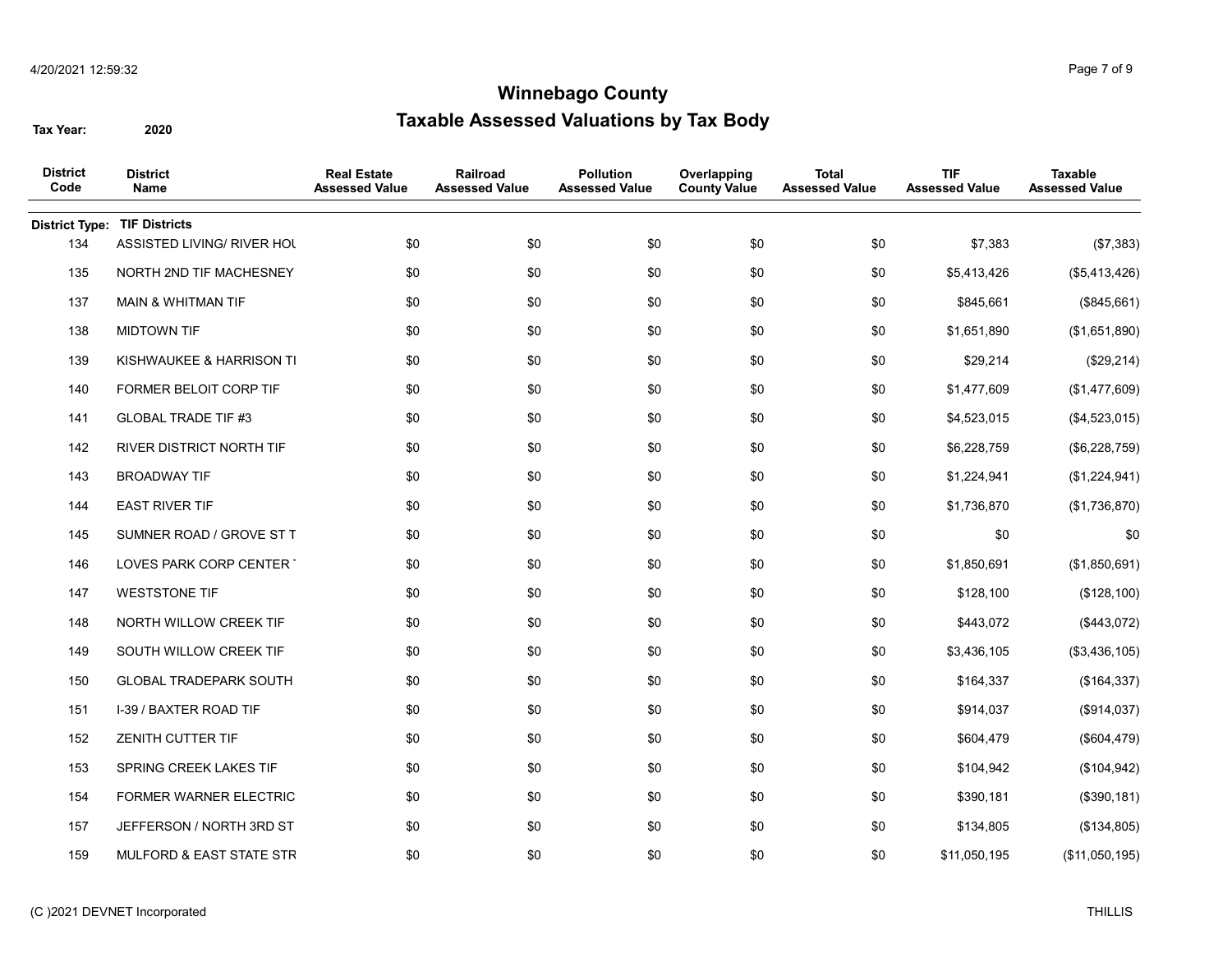# Winnebago County

## Taxable Assessed Valuations by Tax Body

**Tax Year:** 2020

| District Code | District Name | Real Estate Assessed Value | Railroad Assessed Value | Pollution Assessed Value | Overlapping County Value | Total Assessed Value | TIF Assessed Value | Taxable Assessed Value |
|---|---|---|---|---|---|---|---|---|
| **District Type:** | **TIF Districts** | | | | | | | |
| 134 | ASSISTED LIVING/ RIVER HOU | $0 | $0 | $0 | $0 | $0 | $7,383 | ($7,383) |
| 135 | NORTH 2ND TIF MACHESNEY | $0 | $0 | $0 | $0 | $0 | $5,413,426 | ($5,413,426) |
| 137 | MAIN & WHITMAN TIF | $0 | $0 | $0 | $0 | $0 | $845,661 | ($845,661) |
| 138 | MIDTOWN TIF | $0 | $0 | $0 | $0 | $0 | $1,651,890 | ($1,651,890) |
| 139 | KISHWAUKEE & HARRISON TI | $0 | $0 | $0 | $0 | $0 | $29,214 | ($29,214) |
| 140 | FORMER BELOIT CORP TIF | $0 | $0 | $0 | $0 | $0 | $1,477,609 | ($1,477,609) |
| 141 | GLOBAL TRADE TIF #3 | $0 | $0 | $0 | $0 | $0 | $4,523,015 | ($4,523,015) |
| 142 | RIVER DISTRICT NORTH TIF | $0 | $0 | $0 | $0 | $0 | $6,228,759 | ($6,228,759) |
| 143 | BROADWAY TIF | $0 | $0 | $0 | $0 | $0 | $1,224,941 | ($1,224,941) |
| 144 | EAST RIVER TIF | $0 | $0 | $0 | $0 | $0 | $1,736,870 | ($1,736,870) |
| 145 | SUMNER ROAD / GROVE ST T | $0 | $0 | $0 | $0 | $0 | $0 | $0 |
| 146 | LOVES PARK CORP CENTER T | $0 | $0 | $0 | $0 | $0 | $1,850,691 | ($1,850,691) |
| 147 | WESTSTONE TIF | $0 | $0 | $0 | $0 | $0 | $128,100 | ($128,100) |
| 148 | NORTH WILLOW CREEK TIF | $0 | $0 | $0 | $0 | $0 | $443,072 | ($443,072) |
| 149 | SOUTH WILLOW CREEK TIF | $0 | $0 | $0 | $0 | $0 | $3,436,105 | ($3,436,105) |
| 150 | GLOBAL TRADEPARK SOUTH | $0 | $0 | $0 | $0 | $0 | $164,337 | ($164,337) |
| 151 | I-39 / BAXTER ROAD TIF | $0 | $0 | $0 | $0 | $0 | $914,037 | ($914,037) |
| 152 | ZENITH CUTTER TIF | $0 | $0 | $0 | $0 | $0 | $604,479 | ($604,479) |
| 153 | SPRING CREEK LAKES TIF | $0 | $0 | $0 | $0 | $0 | $104,942 | ($104,942) |
| 154 | FORMER WARNER ELECTRIC | $0 | $0 | $0 | $0 | $0 | $390,181 | ($390,181) |
| 157 | JEFFERSON / NORTH 3RD ST | $0 | $0 | $0 | $0 | $0 | $134,805 | ($134,805) |
| 159 | MULFORD & EAST STATE STR | $0 | $0 | $0 | $0 | $0 | $11,050,195 | ($11,050,195) |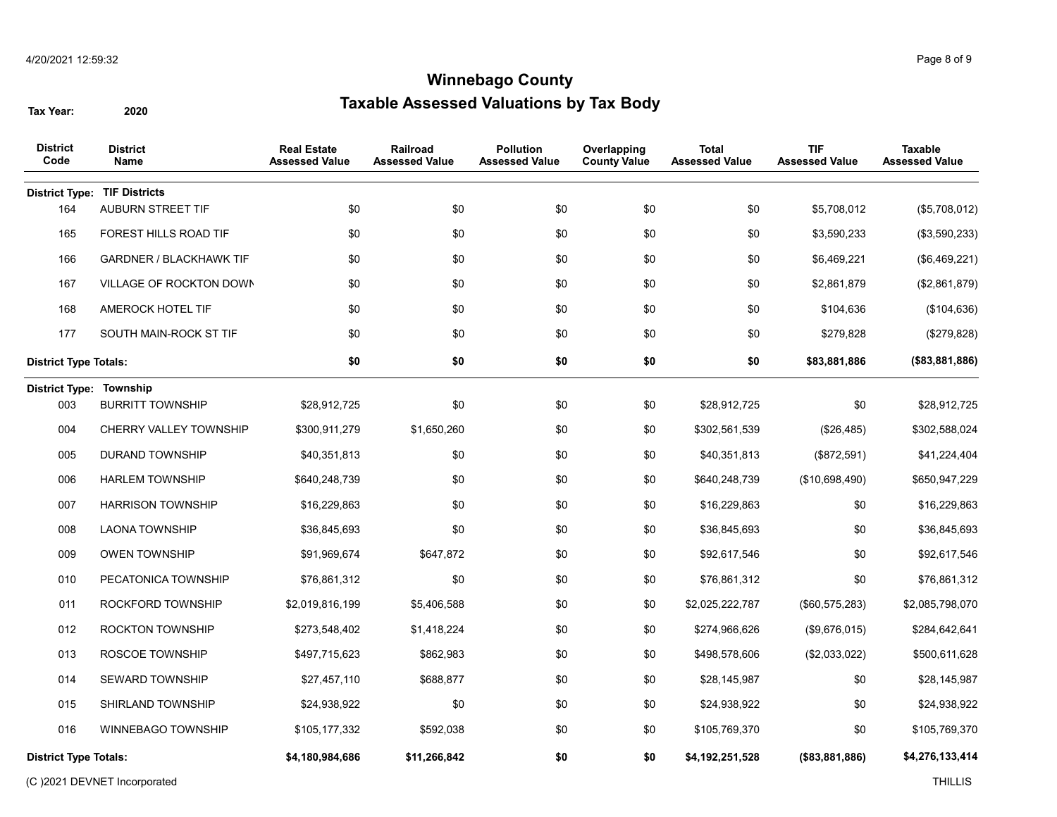# Winnebago County

## Taxable Assessed Valuations by Tax Body

**Tax Year:** 2020

| District Code | District Name | Real Estate Assessed Value | Railroad Assessed Value | Pollution Assessed Value | Overlapping County Value | Total Assessed Value | TIF Assessed Value | Taxable Assessed Value |
|---|---|---|---|---|---|---|---|---|
| **District Type: TIF Districts** | | | | | | | | |
| 164 | AUBURN STREET TIF | $0 | $0 | $0 | $0 | $0 | $5,708,012 | ($5,708,012) |
| 165 | FOREST HILLS ROAD TIF | $0 | $0 | $0 | $0 | $0 | $3,590,233 | ($3,590,233) |
| 166 | GARDNER / BLACKHAWK TIF | $0 | $0 | $0 | $0 | $0 | $6,469,221 | ($6,469,221) |
| 167 | VILLAGE OF ROCKTON DOWN | $0 | $0 | $0 | $0 | $0 | $2,861,879 | ($2,861,879) |
| 168 | AMEROCK HOTEL TIF | $0 | $0 | $0 | $0 | $0 | $104,636 | ($104,636) |
| 177 | SOUTH MAIN-ROCK ST TIF | $0 | $0 | $0 | $0 | $0 | $279,828 | ($279,828) |
| **District Type Totals:** | | **$0** | **$0** | **$0** | **$0** | **$0** | **$83,881,886** | **($83,881,886)** |
| **District Type: Township** | | | | | | | | |
| 003 | BURRITT TOWNSHIP | $28,912,725 | $0 | $0 | $0 | $28,912,725 | $0 | $28,912,725 |
| 004 | CHERRY VALLEY TOWNSHIP | $300,911,279 | $1,650,260 | $0 | $0 | $302,561,539 | ($26,485) | $302,588,024 |
| 005 | DURAND TOWNSHIP | $40,351,813 | $0 | $0 | $0 | $40,351,813 | ($872,591) | $41,224,404 |
| 006 | HARLEM TOWNSHIP | $640,248,739 | $0 | $0 | $0 | $640,248,739 | ($10,698,490) | $650,947,229 |
| 007 | HARRISON TOWNSHIP | $16,229,863 | $0 | $0 | $0 | $16,229,863 | $0 | $16,229,863 |
| 008 | LAONA TOWNSHIP | $36,845,693 | $0 | $0 | $0 | $36,845,693 | $0 | $36,845,693 |
| 009 | OWEN TOWNSHIP | $91,969,674 | $647,872 | $0 | $0 | $92,617,546 | $0 | $92,617,546 |
| 010 | PECATONICA TOWNSHIP | $76,861,312 | $0 | $0 | $0 | $76,861,312 | $0 | $76,861,312 |
| 011 | ROCKFORD TOWNSHIP | $2,019,816,199 | $5,406,588 | $0 | $0 | $2,025,222,787 | ($60,575,283) | $2,085,798,070 |
| 012 | ROCKTON TOWNSHIP | $273,548,402 | $1,418,224 | $0 | $0 | $274,966,626 | ($9,676,015) | $284,642,641 |
| 013 | ROSCOE TOWNSHIP | $497,715,623 | $862,983 | $0 | $0 | $498,578,606 | ($2,033,022) | $500,611,628 |
| 014 | SEWARD TOWNSHIP | $27,457,110 | $688,877 | $0 | $0 | $28,145,987 | $0 | $28,145,987 |
| 015 | SHIRLAND TOWNSHIP | $24,938,922 | $0 | $0 | $0 | $24,938,922 | $0 | $24,938,922 |
| 016 | WINNEBAGO TOWNSHIP | $105,177,332 | $592,038 | $0 | $0 | $105,769,370 | $0 | $105,769,370 |
| **District Type Totals:** | | **$4,180,984,686** | **$11,266,842** | **$0** | **$0** | **$4,192,251,528** | **($83,881,886)** | **$4,276,133,414** |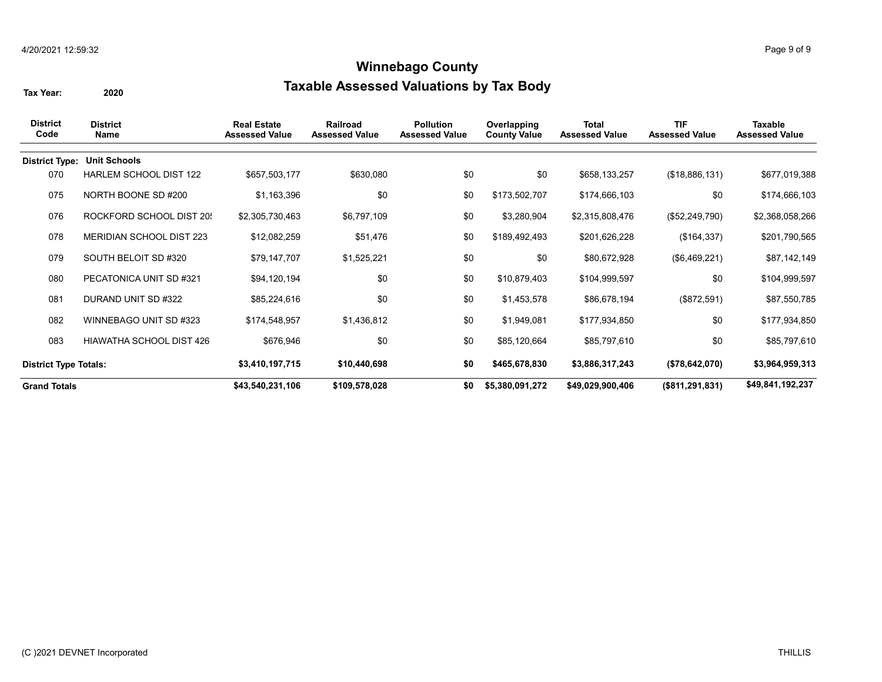# Winnebago County

## Taxable Assessed Valuations by Tax Body

**Tax Year:** **2020**

| District Code | District Name | Real Estate Assessed Value | Railroad Assessed Value | Pollution Assessed Value | Overlapping County Value | Total Assessed Value | TIF Assessed Value | Taxable Assessed Value |
|---|---|---|---|---|---|---|---|---|
| **District Type:** | **Unit Schools** | | | | | | | |
| 070 | HARLEM SCHOOL DIST 122 | $657,503,177 | $630,080 | $0 | $0 | $658,133,257 | ($18,886,131) | $677,019,388 |
| 075 | NORTH BOONE SD #200 | $1,163,396 | $0 | $0 | $173,502,707 | $174,666,103 | $0 | $174,666,103 |
| 076 | ROCKFORD SCHOOL DIST 20! | $2,305,730,463 | $6,797,109 | $0 | $3,280,904 | $2,315,808,476 | ($52,249,790) | $2,368,058,266 |
| 078 | MERIDIAN SCHOOL DIST 223 | $12,082,259 | $51,476 | $0 | $189,492,493 | $201,626,228 | ($164,337) | $201,790,565 |
| 079 | SOUTH BELOIT SD #320 | $79,147,707 | $1,525,221 | $0 | $0 | $80,672,928 | ($6,469,221) | $87,142,149 |
| 080 | PECATONICA UNIT SD #321 | $94,120,194 | $0 | $0 | $10,879,403 | $104,999,597 | $0 | $104,999,597 |
| 081 | DURAND UNIT SD #322 | $85,224,616 | $0 | $0 | $1,453,578 | $86,678,194 | ($872,591) | $87,550,785 |
| 082 | WINNEBAGO UNIT SD #323 | $174,548,957 | $1,436,812 | $0 | $1,949,081 | $177,934,850 | $0 | $177,934,850 |
| 083 | HIAWATHA SCHOOL DIST 426 | $676,946 | $0 | $0 | $85,120,664 | $85,797,610 | $0 | $85,797,610 |
| **District Type Totals:** | | **$3,410,197,715** | **$10,440,698** | **$0** | **$465,678,830** | **$3,886,317,243** | **($78,642,070)** | **$3,964,959,313** |
| **Grand Totals** | | **$43,540,231,106** | **$109,578,028** | **$0** | **$5,380,091,272** | **$49,029,900,406** | **($811,291,831)** | **$49,841,192,237** |